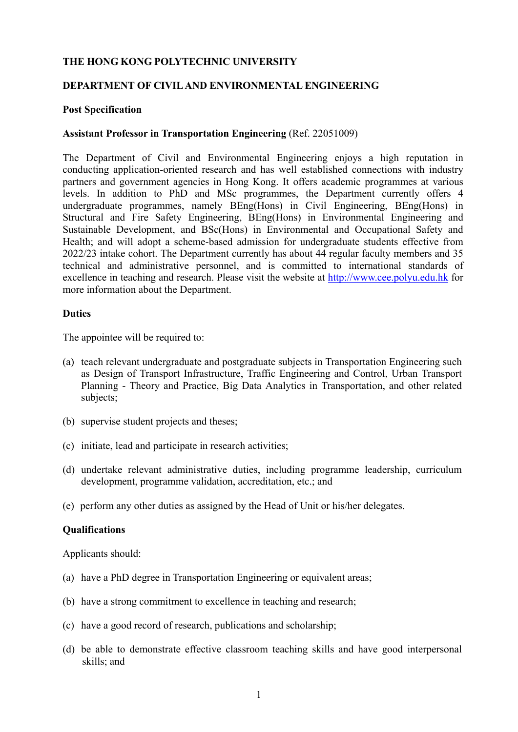**THE HONG KONG POLYTECHNIC UNIVERSITY**

**DEPARTMENT OF CIVIL AND ENVIRONMENTAL ENGINEERING**

**Post Specification**

**Assistant Professor in Transportation Engineering** (Ref. 22051009)

The Department of Civil and Environmental Engineering enjoys a high reputation in conducting application-oriented research and has well established connections with industry partners and government agencies in Hong Kong. It offers academic programmes at various levels. In addition to PhD and MSc programmes, the Department currently offers 4 undergraduate programmes, namely BEng(Hons) in Civil Engineering, BEng(Hons) in Structural and Fire Safety Engineering, BEng(Hons) in Environmental Engineering and Sustainable Development, and BSc(Hons) in Environmental and Occupational Safety and Health; and will adopt a scheme-based admission for undergraduate students effective from 2022/23 intake cohort. The Department currently has about 44 regular faculty members and 35 technical and administrative personnel, and is committed to international standards of excellence in teaching and research. Please visit the website at http://www.cee.polyu.edu.hk for more information about the Department.

**Duties**

The appointee will be required to:

(a) teach relevant undergraduate and postgraduate subjects in Transportation Engineering such as Design of Transport Infrastructure, Traffic Engineering and Control, Urban Transport Planning - Theory and Practice, Big Data Analytics in Transportation, and other related subjects;

(b) supervise student projects and theses;

(c) initiate, lead and participate in research activities;

(d) undertake relevant administrative duties, including programme leadership, curriculum development, programme validation, accreditation, etc.; and

(e) perform any other duties as assigned by the Head of Unit or his/her delegates.

**Qualifications**

Applicants should:

(a) have a PhD degree in Transportation Engineering or equivalent areas;

(b) have a strong commitment to excellence in teaching and research;

(c) have a good record of research, publications and scholarship;

(d) be able to demonstrate effective classroom teaching skills and have good interpersonal skills; and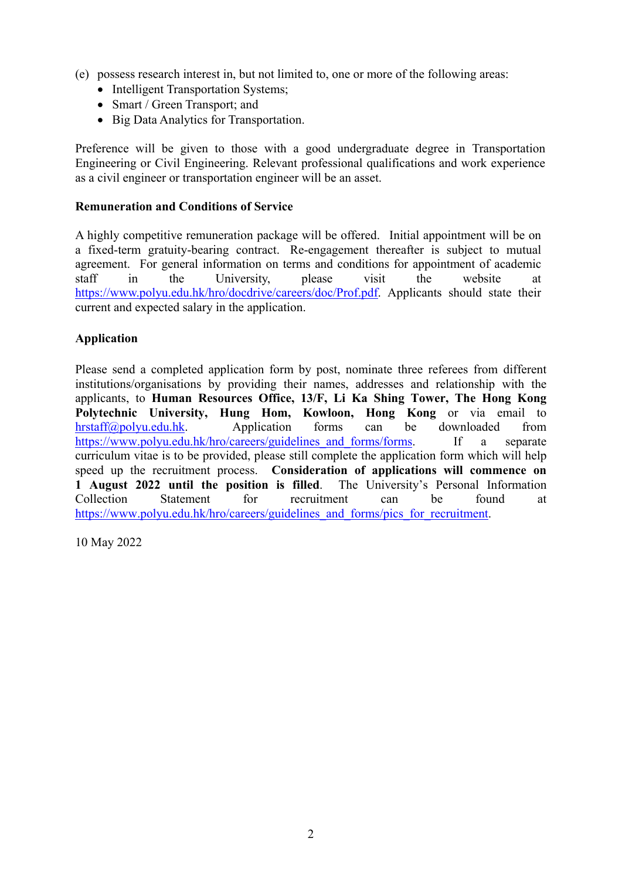(e) possess research interest in, but not limited to, one or more of the following areas:
- Intelligent Transportation Systems;
- Smart / Green Transport; and
- Big Data Analytics for Transportation.

Preference will be given to those with a good undergraduate degree in Transportation Engineering or Civil Engineering. Relevant professional qualifications and work experience as a civil engineer or transportation engineer will be an asset.

**Remuneration and Conditions of Service**

A highly competitive remuneration package will be offered. Initial appointment will be on a fixed-term gratuity-bearing contract. Re-engagement thereafter is subject to mutual agreement. For general information on terms and conditions for appointment of academic staff in the University, please visit the website at https://www.polyu.edu.hk/hro/docdrive/careers/doc/Prof.pdf. Applicants should state their current and expected salary in the application.

**Application**

Please send a completed application form by post, nominate three referees from different institutions/organisations by providing their names, addresses and relationship with the applicants, to **Human Resources Office, 13/F, Li Ka Shing Tower, The Hong Kong Polytechnic University, Hung Hom, Kowloon, Hong Kong** or via email to hrstaff@polyu.edu.hk. Application forms can be downloaded from https://www.polyu.edu.hk/hro/careers/guidelines_and_forms/forms. If a separate curriculum vitae is to be provided, please still complete the application form which will help speed up the recruitment process. **Consideration of applications will commence on 1 August 2022 until the position is filled**. The University's Personal Information Collection Statement for recruitment can be found at https://www.polyu.edu.hk/hro/careers/guidelines_and_forms/pics_for_recruitment.

10 May 2022